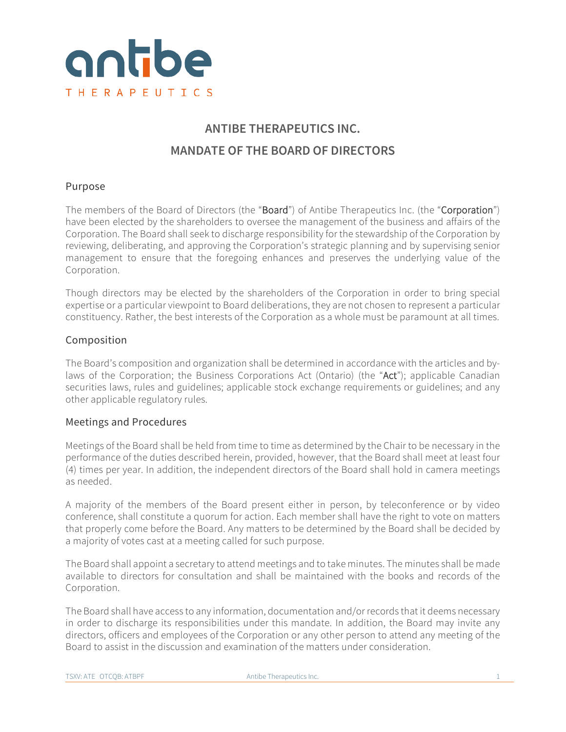antibe
THERAPEUTICS

# ANTIBE THERAPEUTICS INC.

# MANDATE OF THE BOARD OF DIRECTORS

## Purpose

The members of the Board of Directors (the "**Board**") of Antibe Therapeutics Inc. (the "**Corporation**") have been elected by the shareholders to oversee the management of the business and affairs of the Corporation. The Board shall seek to discharge responsibility for the stewardship of the Corporation by reviewing, deliberating, and approving the Corporation's strategic planning and by supervising senior management to ensure that the foregoing enhances and preserves the underlying value of the Corporation.

Though directors may be elected by the shareholders of the Corporation in order to bring special expertise or a particular viewpoint to Board deliberations, they are not chosen to represent a particular constituency. Rather, the best interests of the Corporation as a whole must be paramount at all times.

## Composition

The Board's composition and organization shall be determined in accordance with the articles and by-laws of the Corporation; the Business Corporations Act (Ontario) (the "**Act**"); applicable Canadian securities laws, rules and guidelines; applicable stock exchange requirements or guidelines; and any other applicable regulatory rules.

## Meetings and Procedures

Meetings of the Board shall be held from time to time as determined by the Chair to be necessary in the performance of the duties described herein, provided, however, that the Board shall meet at least four (4) times per year. In addition, the independent directors of the Board shall hold in camera meetings as needed.

A majority of the members of the Board present either in person, by teleconference or by video conference, shall constitute a quorum for action. Each member shall have the right to vote on matters that properly come before the Board. Any matters to be determined by the Board shall be decided by a majority of votes cast at a meeting called for such purpose.

The Board shall appoint a secretary to attend meetings and to take minutes. The minutes shall be made available to directors for consultation and shall be maintained with the books and records of the Corporation.

The Board shall have access to any information, documentation and/or records that it deems necessary in order to discharge its responsibilities under this mandate. In addition, the Board may invite any directors, officers and employees of the Corporation or any other person to attend any meeting of the Board to assist in the discussion and examination of the matters under consideration.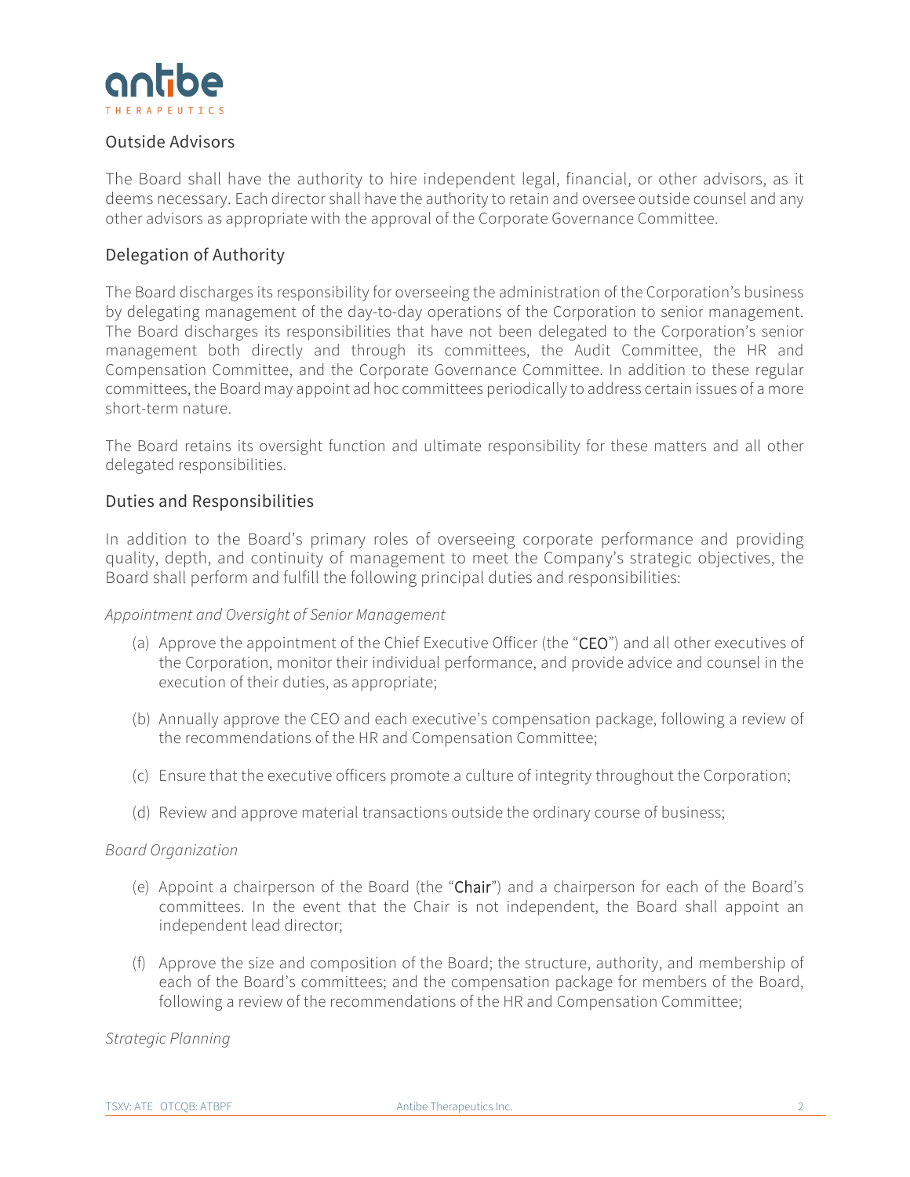## Outside Advisors

The Board shall have the authority to hire independent legal, financial, or other advisors, as it deems necessary. Each director shall have the authority to retain and oversee outside counsel and any other advisors as appropriate with the approval of the Corporate Governance Committee.

## Delegation of Authority

The Board discharges its responsibility for overseeing the administration of the Corporation's business by delegating management of the day-to-day operations of the Corporation to senior management. The Board discharges its responsibilities that have not been delegated to the Corporation's senior management both directly and through its committees, the Audit Committee, the HR and Compensation Committee, and the Corporate Governance Committee. In addition to these regular committees, the Board may appoint ad hoc committees periodically to address certain issues of a more short-term nature.

The Board retains its oversight function and ultimate responsibility for these matters and all other delegated responsibilities.

## Duties and Responsibilities

In addition to the Board's primary roles of overseeing corporate performance and providing quality, depth, and continuity of management to meet the Company's strategic objectives, the Board shall perform and fulfill the following principal duties and responsibilities:

*Appointment and Oversight of Senior Management*

(a) Approve the appointment of the Chief Executive Officer (the "**CEO**") and all other executives of the Corporation, monitor their individual performance, and provide advice and counsel in the execution of their duties, as appropriate;

(b) Annually approve the CEO and each executive's compensation package, following a review of the recommendations of the HR and Compensation Committee;

(c) Ensure that the executive officers promote a culture of integrity throughout the Corporation;

(d) Review and approve material transactions outside the ordinary course of business;

*Board Organization*

(e) Appoint a chairperson of the Board (the "**Chair**") and a chairperson for each of the Board's committees. In the event that the Chair is not independent, the Board shall appoint an independent lead director;

(f) Approve the size and composition of the Board; the structure, authority, and membership of each of the Board's committees; and the compensation package for members of the Board, following a review of the recommendations of the HR and Compensation Committee;

*Strategic Planning*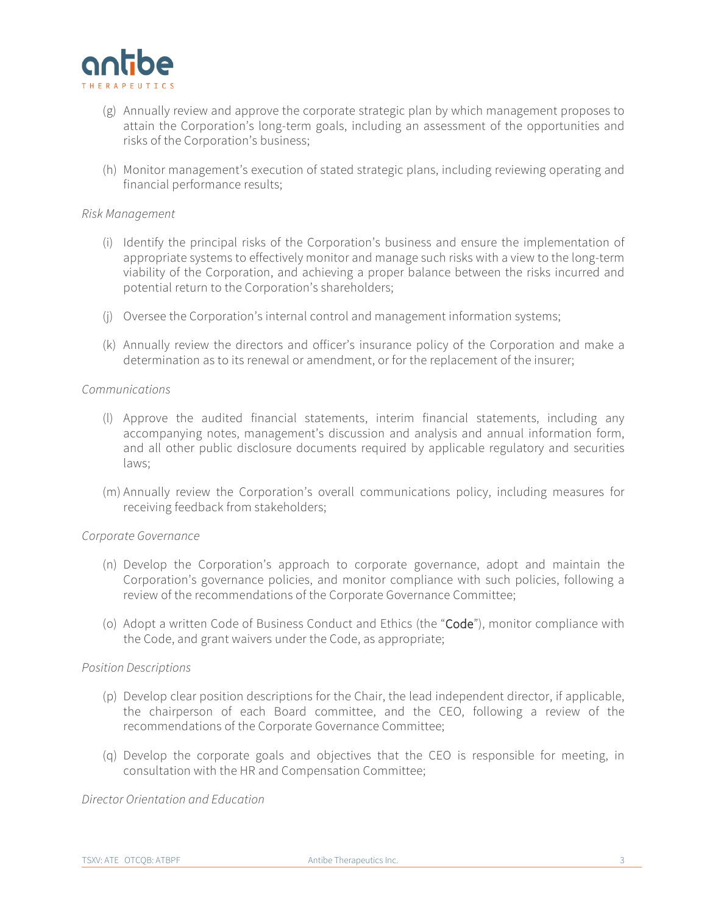(g) Annually review and approve the corporate strategic plan by which management proposes to attain the Corporation's long-term goals, including an assessment of the opportunities and risks of the Corporation's business;

(h) Monitor management's execution of stated strategic plans, including reviewing operating and financial performance results;

*Risk Management*

(i) Identify the principal risks of the Corporation's business and ensure the implementation of appropriate systems to effectively monitor and manage such risks with a view to the long-term viability of the Corporation, and achieving a proper balance between the risks incurred and potential return to the Corporation's shareholders;

(j) Oversee the Corporation's internal control and management information systems;

(k) Annually review the directors and officer's insurance policy of the Corporation and make a determination as to its renewal or amendment, or for the replacement of the insurer;

*Communications*

(l) Approve the audited financial statements, interim financial statements, including any accompanying notes, management's discussion and analysis and annual information form, and all other public disclosure documents required by applicable regulatory and securities laws;

(m) Annually review the Corporation's overall communications policy, including measures for receiving feedback from stakeholders;

*Corporate Governance*

(n) Develop the Corporation's approach to corporate governance, adopt and maintain the Corporation's governance policies, and monitor compliance with such policies, following a review of the recommendations of the Corporate Governance Committee;

(o) Adopt a written Code of Business Conduct and Ethics (the "Code"), monitor compliance with the Code, and grant waivers under the Code, as appropriate;

*Position Descriptions*

(p) Develop clear position descriptions for the Chair, the lead independent director, if applicable, the chairperson of each Board committee, and the CEO, following a review of the recommendations of the Corporate Governance Committee;

(q) Develop the corporate goals and objectives that the CEO is responsible for meeting, in consultation with the HR and Compensation Committee;

*Director Orientation and Education*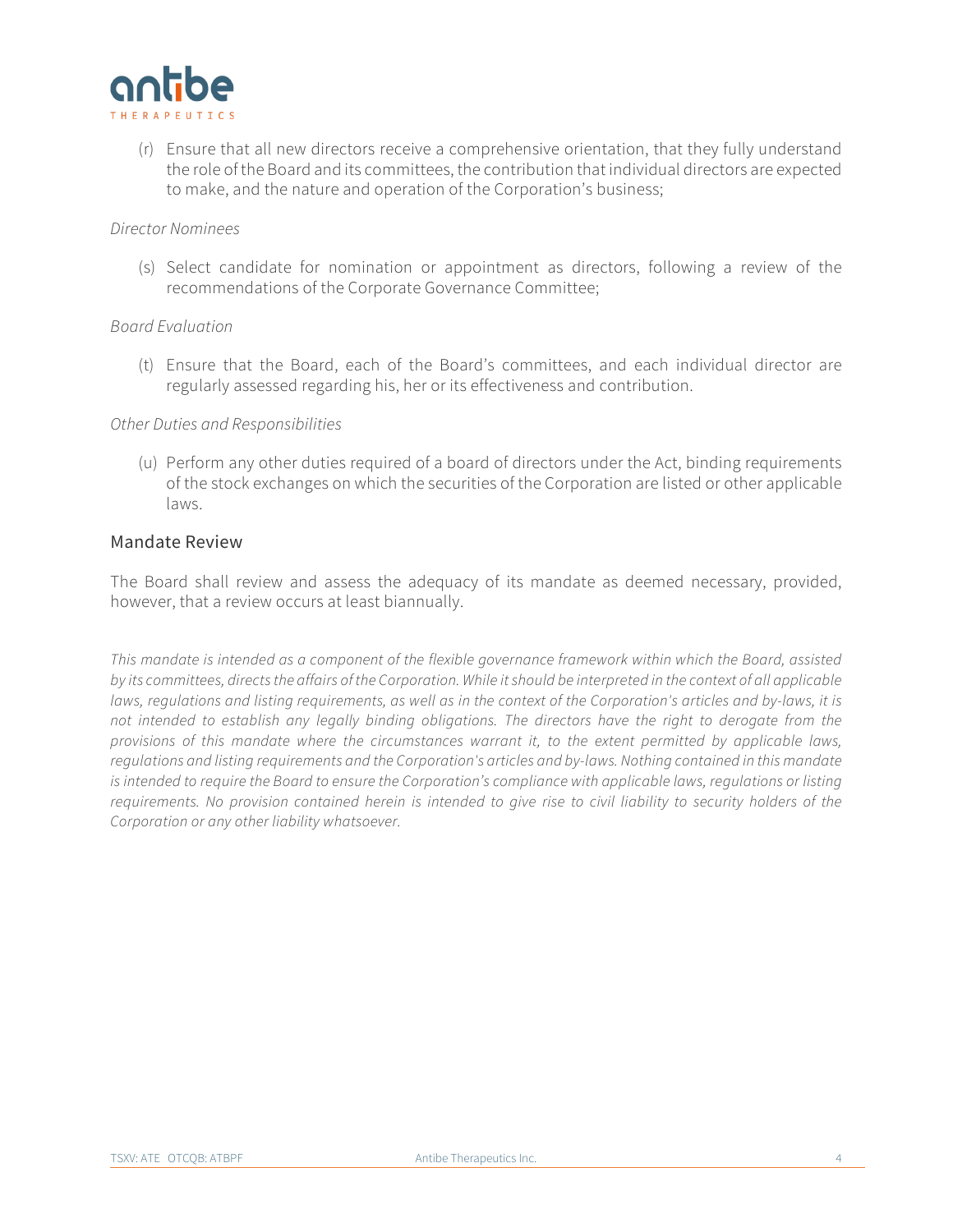(r) Ensure that all new directors receive a comprehensive orientation, that they fully understand the role of the Board and its committees, the contribution that individual directors are expected to make, and the nature and operation of the Corporation's business;

*Director Nominees*

(s) Select candidate for nomination or appointment as directors, following a review of the recommendations of the Corporate Governance Committee;

*Board Evaluation*

(t) Ensure that the Board, each of the Board's committees, and each individual director are regularly assessed regarding his, her or its effectiveness and contribution.

*Other Duties and Responsibilities*

(u) Perform any other duties required of a board of directors under the Act, binding requirements of the stock exchanges on which the securities of the Corporation are listed or other applicable laws.

## Mandate Review

The Board shall review and assess the adequacy of its mandate as deemed necessary, provided, however, that a review occurs at least biannually.

*This mandate is intended as a component of the flexible governance framework within which the Board, assisted by its committees, directs the affairs of the Corporation. While it should be interpreted in the context of all applicable laws, regulations and listing requirements, as well as in the context of the Corporation's articles and by-laws, it is not intended to establish any legally binding obligations. The directors have the right to derogate from the provisions of this mandate where the circumstances warrant it, to the extent permitted by applicable laws, regulations and listing requirements and the Corporation's articles and by-laws. Nothing contained in this mandate is intended to require the Board to ensure the Corporation's compliance with applicable laws, regulations or listing requirements. No provision contained herein is intended to give rise to civil liability to security holders of the Corporation or any other liability whatsoever.*